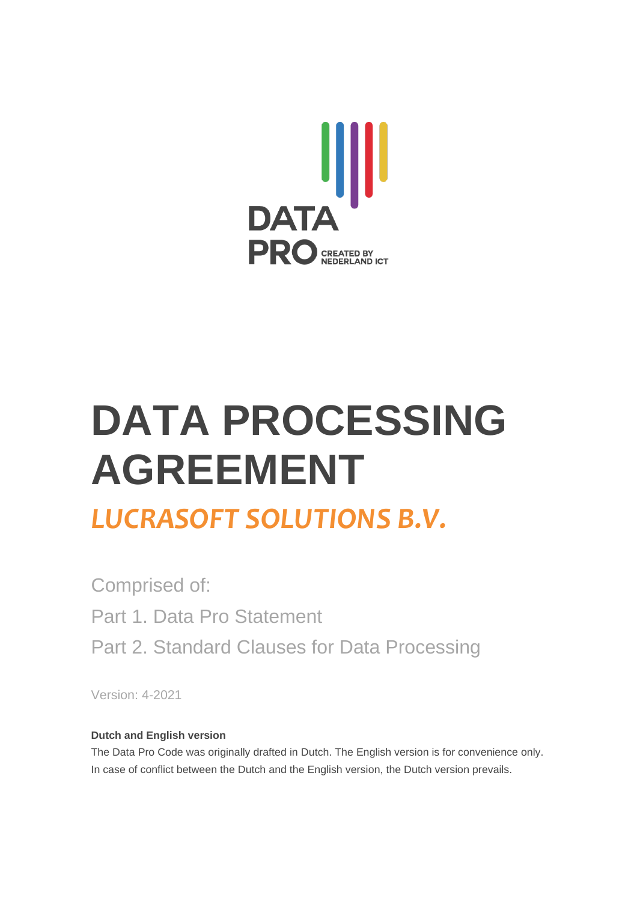DATA PRO

CREATED BY NEDERLAND ICT

# DATA PROCESSING AGREEMENT

## *LUCRASOFT SOLUTIONS B.V.*

Comprised of:

Part 1. Data Pro Statement

Part 2. Standard Clauses for Data Processing

Version: 4-2021

**Dutch and English version**

The Data Pro Code was originally drafted in Dutch. The English version is for convenience only. In case of conflict between the Dutch and the English version, the Dutch version prevails.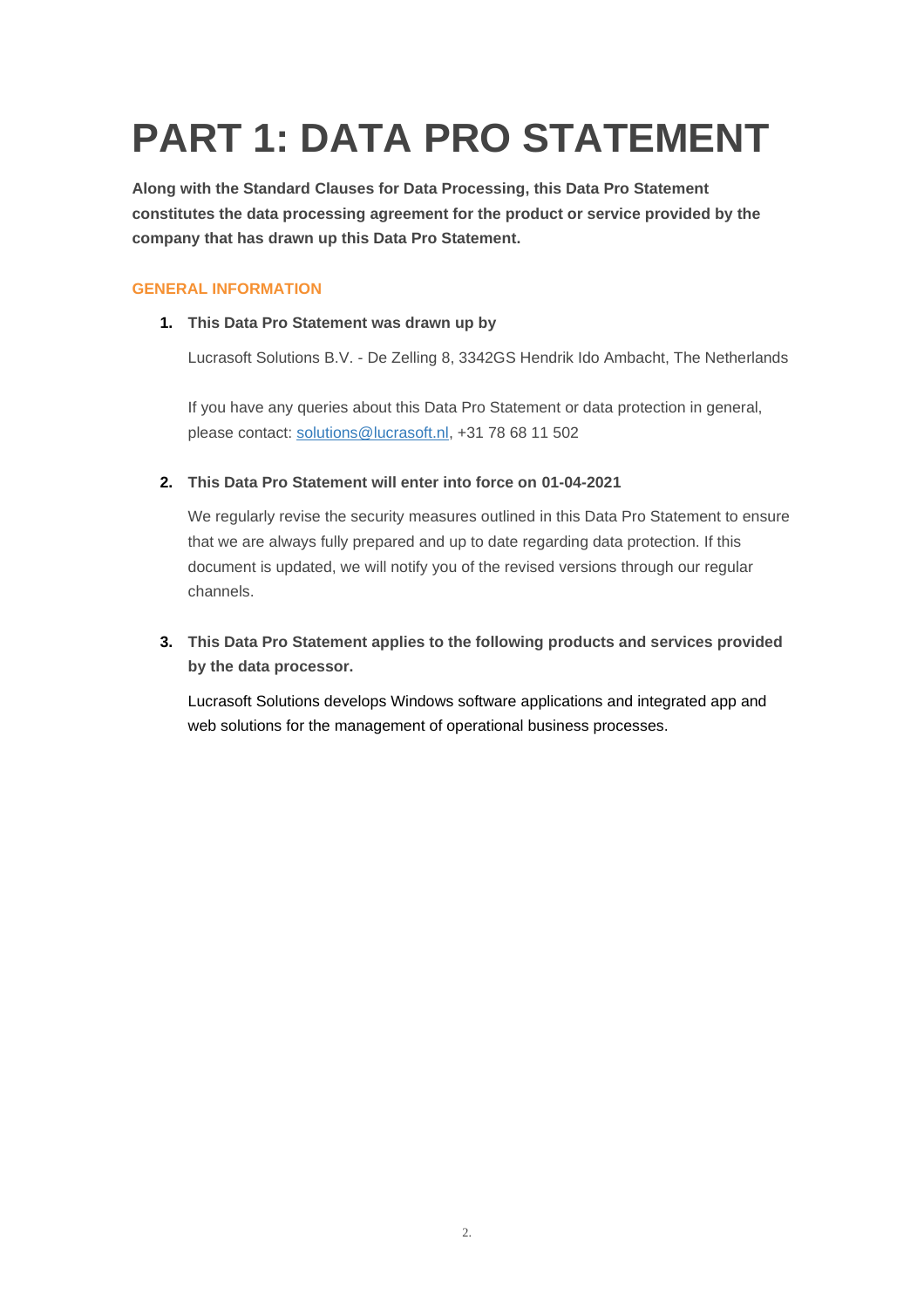# PART 1: DATA PRO STATEMENT

**Along with the Standard Clauses for Data Processing, this Data Pro Statement constitutes the data processing agreement for the product or service provided by the company that has drawn up this Data Pro Statement.**

## GENERAL INFORMATION

1. **This Data Pro Statement was drawn up by**

   Lucrasoft Solutions B.V. - De Zelling 8, 3342GS Hendrik Ido Ambacht, The Netherlands

   If you have any queries about this Data Pro Statement or data protection in general, please contact: solutions@lucrasoft.nl, +31 78 68 11 502

2. **This Data Pro Statement will enter into force on 01-04-2021**

   We regularly revise the security measures outlined in this Data Pro Statement to ensure that we are always fully prepared and up to date regarding data protection. If this document is updated, we will notify you of the revised versions through our regular channels.

3. **This Data Pro Statement applies to the following products and services provided by the data processor.**

   Lucrasoft Solutions develops Windows software applications and integrated app and web solutions for the management of operational business processes.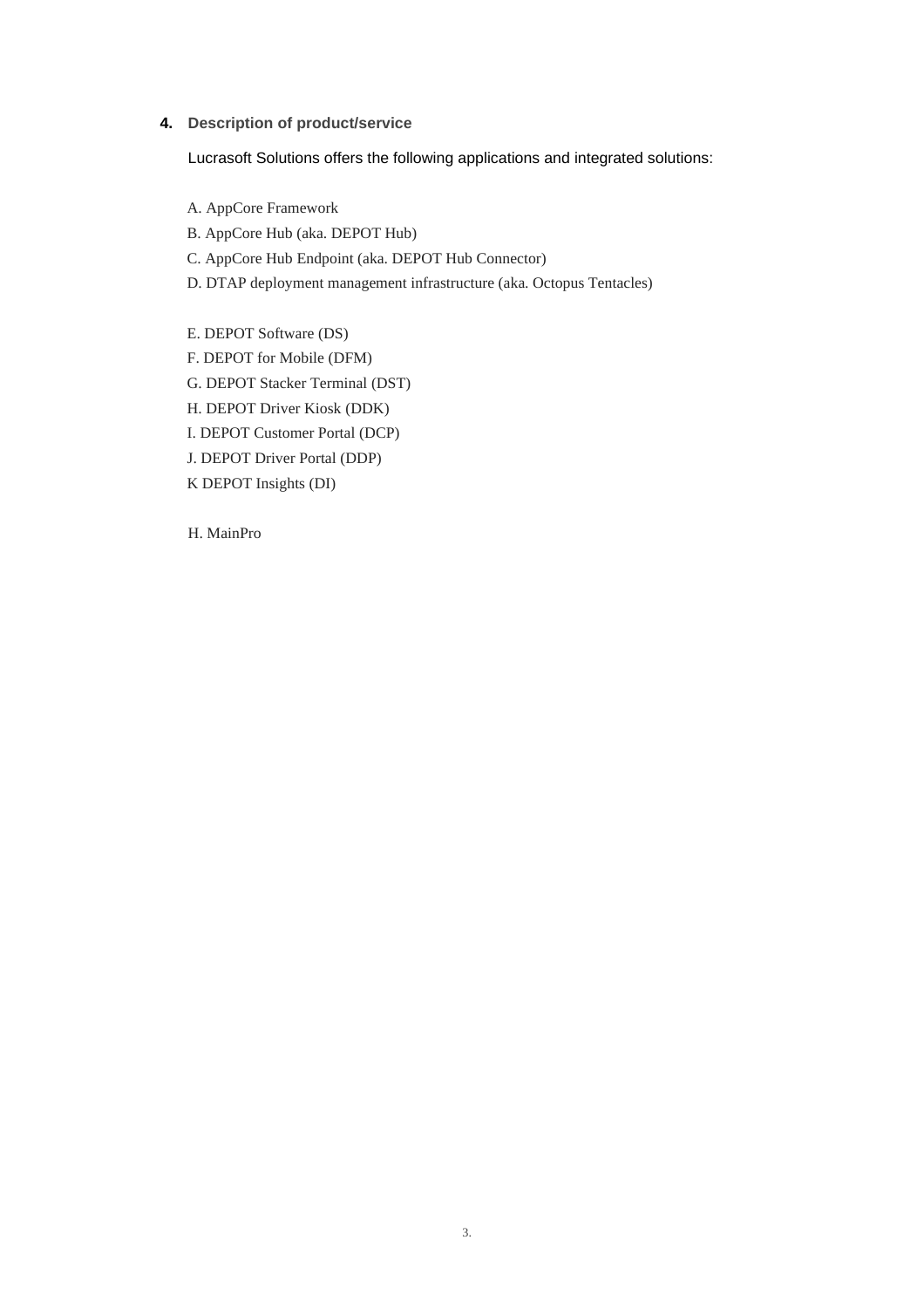## 4. Description of product/service

Lucrasoft Solutions offers the following applications and integrated solutions:

A. AppCore Framework

B. AppCore Hub (aka. DEPOT Hub)

C. AppCore Hub Endpoint (aka. DEPOT Hub Connector)

D. DTAP deployment management infrastructure (aka. Octopus Tentacles)

E. DEPOT Software (DS)

F. DEPOT for Mobile (DFM)

G. DEPOT Stacker Terminal (DST)

H. DEPOT Driver Kiosk (DDK)

I. DEPOT Customer Portal (DCP)

J. DEPOT Driver Portal (DDP)

K DEPOT Insights (DI)

H. MainPro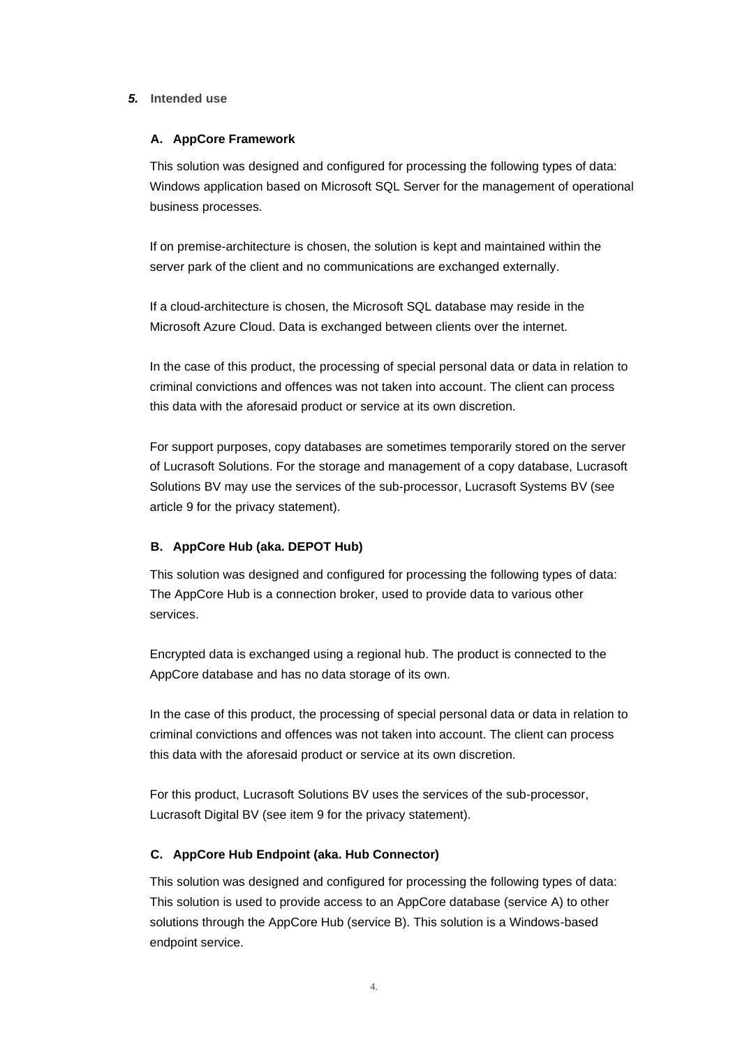## *5.* Intended use

### A. AppCore Framework

This solution was designed and configured for processing the following types of data: Windows application based on Microsoft SQL Server for the management of operational business processes.

If on premise-architecture is chosen, the solution is kept and maintained within the server park of the client and no communications are exchanged externally.

If a cloud-architecture is chosen, the Microsoft SQL database may reside in the Microsoft Azure Cloud. Data is exchanged between clients over the internet.

In the case of this product, the processing of special personal data or data in relation to criminal convictions and offences was not taken into account. The client can process this data with the aforesaid product or service at its own discretion.

For support purposes, copy databases are sometimes temporarily stored on the server of Lucrasoft Solutions. For the storage and management of a copy database, Lucrasoft Solutions BV may use the services of the sub-processor, Lucrasoft Systems BV (see article 9 for the privacy statement).

### B. AppCore Hub (aka. DEPOT Hub)

This solution was designed and configured for processing the following types of data: The AppCore Hub is a connection broker, used to provide data to various other services.

Encrypted data is exchanged using a regional hub. The product is connected to the AppCore database and has no data storage of its own.

In the case of this product, the processing of special personal data or data in relation to criminal convictions and offences was not taken into account. The client can process this data with the aforesaid product or service at its own discretion.

For this product, Lucrasoft Solutions BV uses the services of the sub-processor, Lucrasoft Digital BV (see item 9 for the privacy statement).

### C. AppCore Hub Endpoint (aka. Hub Connector)

This solution was designed and configured for processing the following types of data: This solution is used to provide access to an AppCore database (service A) to other solutions through the AppCore Hub (service B). This solution is a Windows-based endpoint service.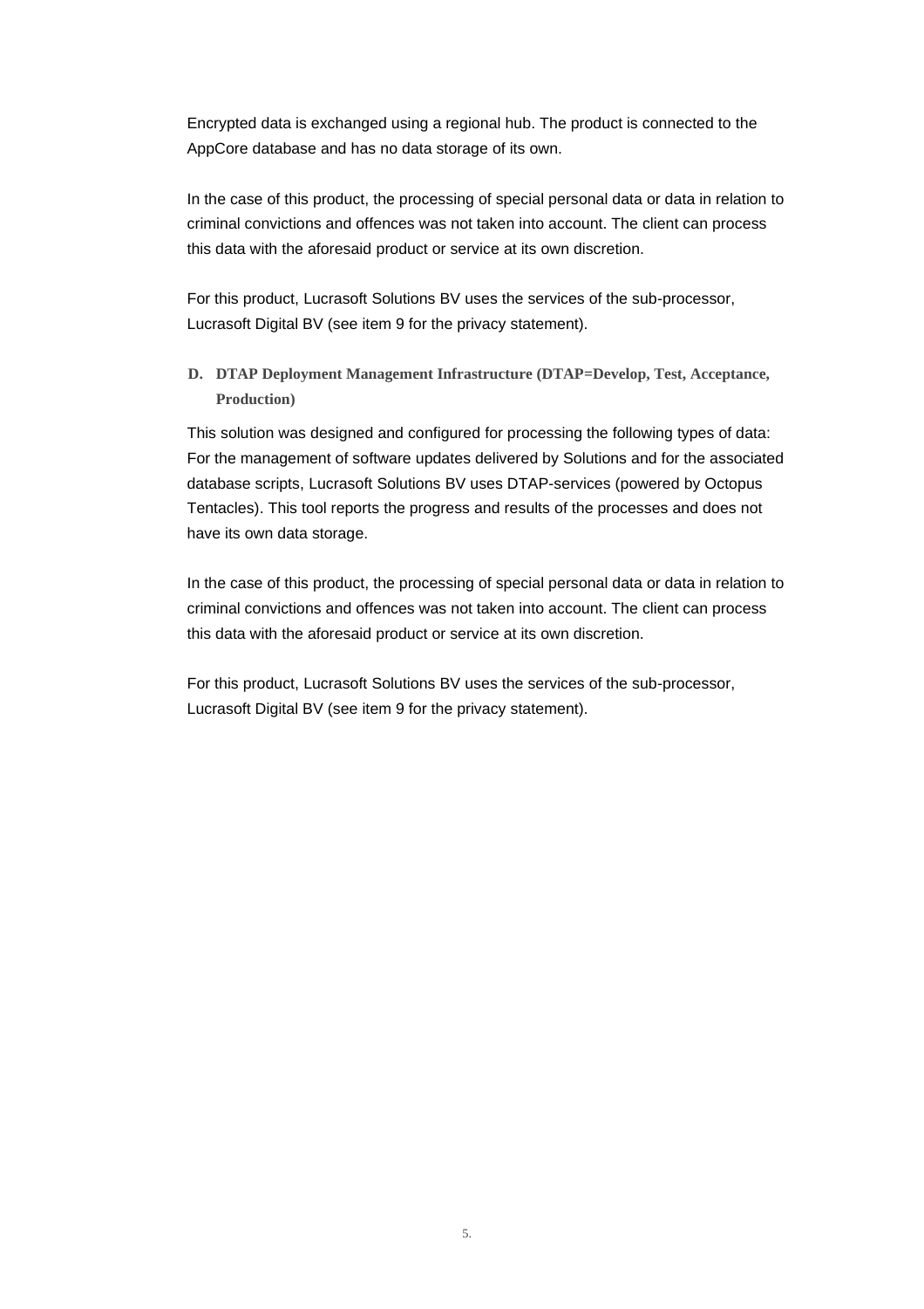Encrypted data is exchanged using a regional hub. The product is connected to the AppCore database and has no data storage of its own.

In the case of this product, the processing of special personal data or data in relation to criminal convictions and offences was not taken into account. The client can process this data with the aforesaid product or service at its own discretion.

For this product, Lucrasoft Solutions BV uses the services of the sub-processor, Lucrasoft Digital BV (see item 9 for the privacy statement).

### D. DTAP Deployment Management Infrastructure (DTAP=Develop, Test, Acceptance, Production)

This solution was designed and configured for processing the following types of data: For the management of software updates delivered by Solutions and for the associated database scripts, Lucrasoft Solutions BV uses DTAP-services (powered by Octopus Tentacles). This tool reports the progress and results of the processes and does not have its own data storage.

In the case of this product, the processing of special personal data or data in relation to criminal convictions and offences was not taken into account. The client can process this data with the aforesaid product or service at its own discretion.

For this product, Lucrasoft Solutions BV uses the services of the sub-processor, Lucrasoft Digital BV (see item 9 for the privacy statement).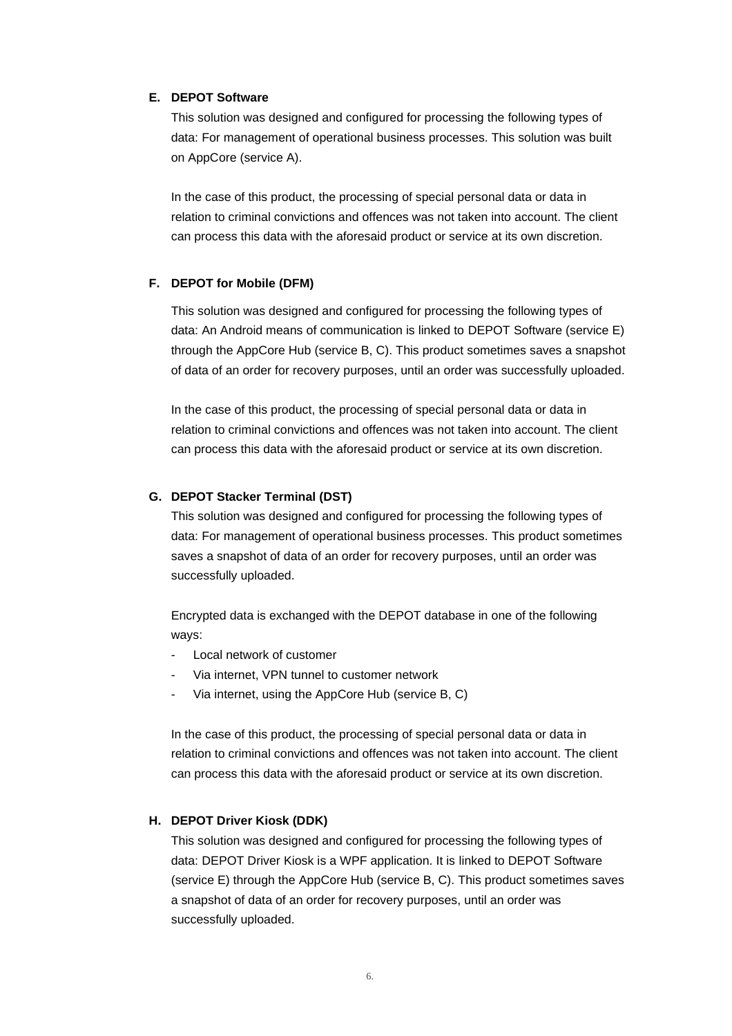**E. DEPOT Software**

This solution was designed and configured for processing the following types of data: For management of operational business processes. This solution was built on AppCore (service A).

In the case of this product, the processing of special personal data or data in relation to criminal convictions and offences was not taken into account. The client can process this data with the aforesaid product or service at its own discretion.

**F. DEPOT for Mobile (DFM)**

This solution was designed and configured for processing the following types of data: An Android means of communication is linked to DEPOT Software (service E) through the AppCore Hub (service B, C). This product sometimes saves a snapshot of data of an order for recovery purposes, until an order was successfully uploaded.

In the case of this product, the processing of special personal data or data in relation to criminal convictions and offences was not taken into account. The client can process this data with the aforesaid product or service at its own discretion.

**G. DEPOT Stacker Terminal (DST)**

This solution was designed and configured for processing the following types of data: For management of operational business processes. This product sometimes saves a snapshot of data of an order for recovery purposes, until an order was successfully uploaded.

Encrypted data is exchanged with the DEPOT database in one of the following ways:

- Local network of customer
- Via internet, VPN tunnel to customer network
- Via internet, using the AppCore Hub (service B, C)

In the case of this product, the processing of special personal data or data in relation to criminal convictions and offences was not taken into account. The client can process this data with the aforesaid product or service at its own discretion.

**H. DEPOT Driver Kiosk (DDK)**

This solution was designed and configured for processing the following types of data: DEPOT Driver Kiosk is a WPF application. It is linked to DEPOT Software (service E) through the AppCore Hub (service B, C). This product sometimes saves a snapshot of data of an order for recovery purposes, until an order was successfully uploaded.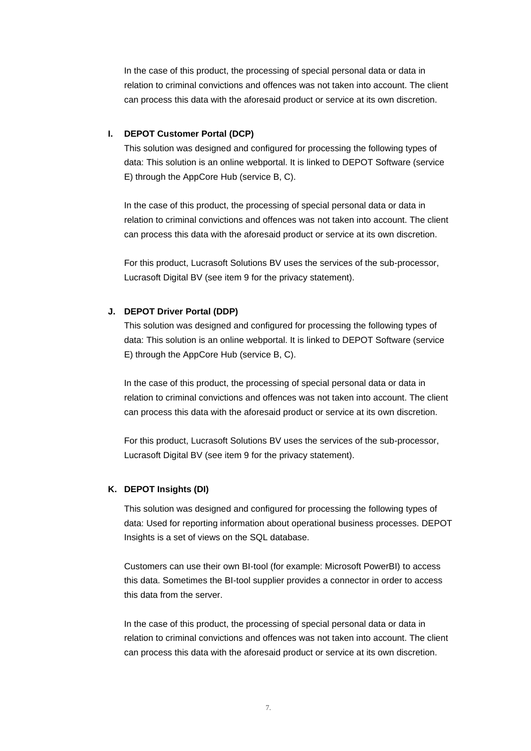In the case of this product, the processing of special personal data or data in relation to criminal convictions and offences was not taken into account. The client can process this data with the aforesaid product or service at its own discretion.

**I. DEPOT Customer Portal (DCP)**

This solution was designed and configured for processing the following types of data: This solution is an online webportal. It is linked to DEPOT Software (service E) through the AppCore Hub (service B, C).

In the case of this product, the processing of special personal data or data in relation to criminal convictions and offences was not taken into account. The client can process this data with the aforesaid product or service at its own discretion.

For this product, Lucrasoft Solutions BV uses the services of the sub-processor, Lucrasoft Digital BV (see item 9 for the privacy statement).

**J. DEPOT Driver Portal (DDP)**

This solution was designed and configured for processing the following types of data: This solution is an online webportal. It is linked to DEPOT Software (service E) through the AppCore Hub (service B, C).

In the case of this product, the processing of special personal data or data in relation to criminal convictions and offences was not taken into account. The client can process this data with the aforesaid product or service at its own discretion.

For this product, Lucrasoft Solutions BV uses the services of the sub-processor, Lucrasoft Digital BV (see item 9 for the privacy statement).

**K. DEPOT Insights (DI)**

This solution was designed and configured for processing the following types of data: Used for reporting information about operational business processes. DEPOT Insights is a set of views on the SQL database.

Customers can use their own BI-tool (for example: Microsoft PowerBI) to access this data. Sometimes the BI-tool supplier provides a connector in order to access this data from the server.

In the case of this product, the processing of special personal data or data in relation to criminal convictions and offences was not taken into account. The client can process this data with the aforesaid product or service at its own discretion.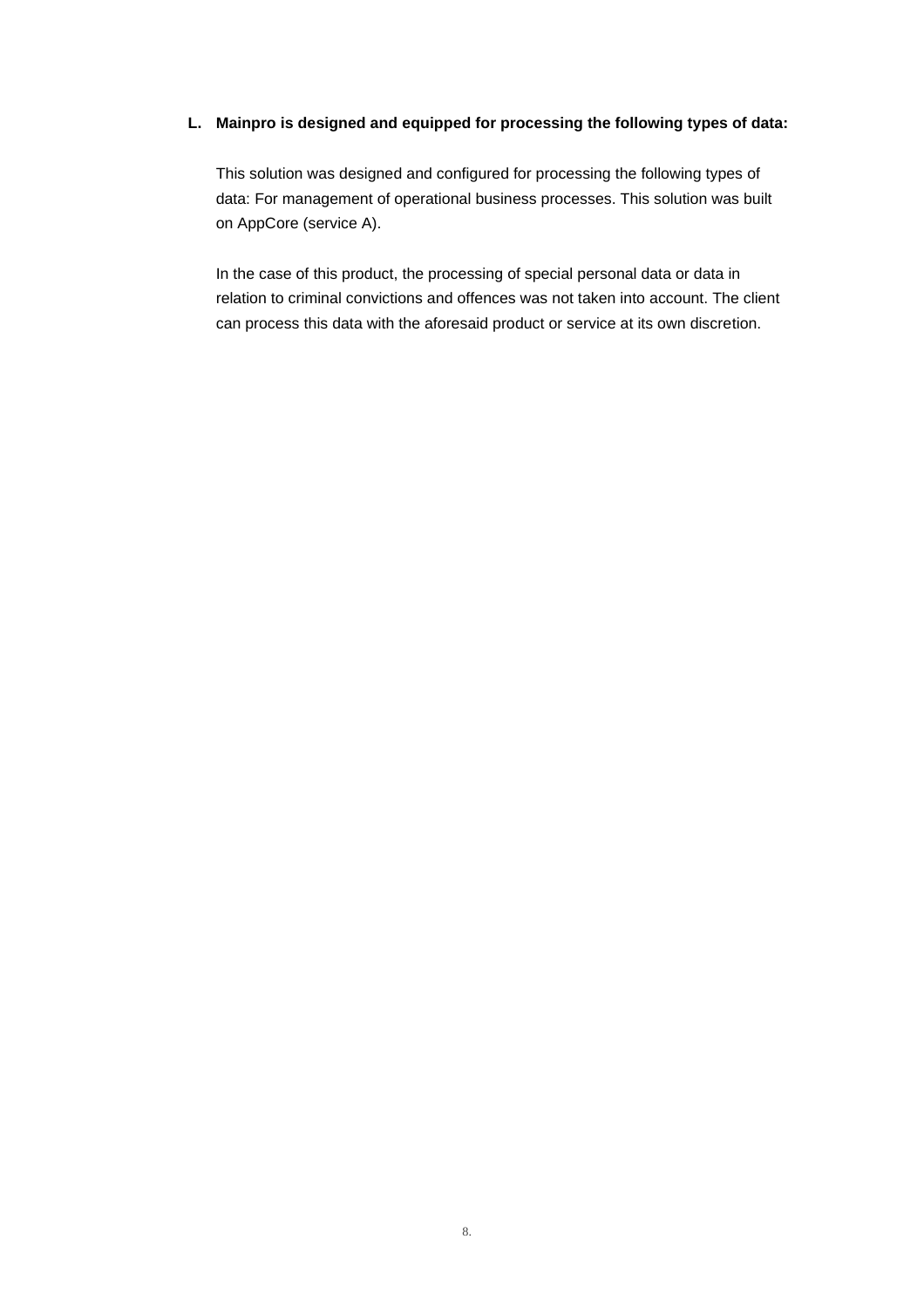**L. Mainpro is designed and equipped for processing the following types of data:**

This solution was designed and configured for processing the following types of data: For management of operational business processes. This solution was built on AppCore (service A).

In the case of this product, the processing of special personal data or data in relation to criminal convictions and offences was not taken into account. The client can process this data with the aforesaid product or service at its own discretion.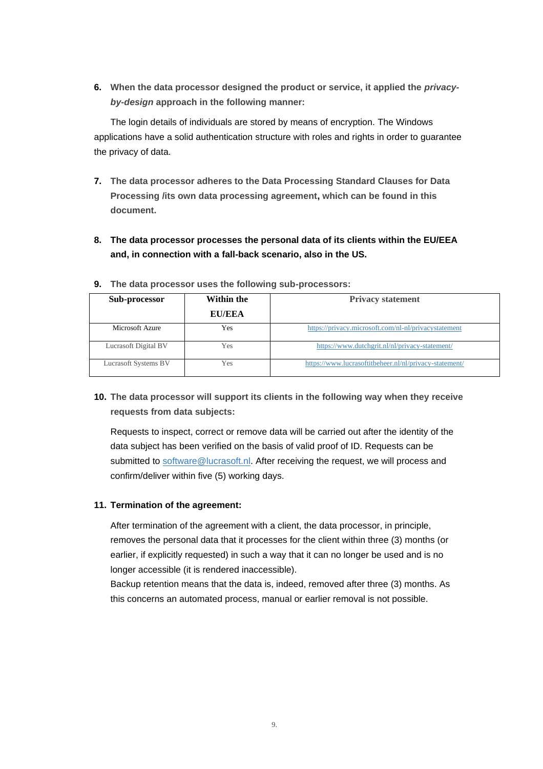6. **When the data processor designed the product or service, it applied the *privacy-by-design* approach in the following manner:**

   The login details of individuals are stored by means of encryption. The Windows applications have a solid authentication structure with roles and rights in order to guarantee the privacy of data.

7. **The data processor adheres to the Data Processing Standard Clauses for Data Processing /its own data processing agreement, which can be found in this document.**

8. **The data processor processes the personal data of its clients within the EU/EEA and, in connection with a fall-back scenario, also in the US.**

9. **The data processor uses the following sub-processors:**

| Sub-processor | Within the EU/EEA | Privacy statement |
|---|---|---|
| Microsoft Azure | Yes | https://privacy.microsoft.com/nl-nl/privacystatement |
| Lucrasoft Digital BV | Yes | https://www.dutchgrit.nl/nl/privacy-statement/ |
| Lucrasoft Systems BV | Yes | https://www.lucrasoftitbeheer.nl/nl/privacy-statement/ |

10. **The data processor will support its clients in the following way when they receive requests from data subjects:**

    Requests to inspect, correct or remove data will be carried out after the identity of the data subject has been verified on the basis of valid proof of ID. Requests can be submitted to software@lucrasoft.nl. After receiving the request, we will process and confirm/deliver within five (5) working days.

11. **Termination of the agreement:**

    After termination of the agreement with a client, the data processor, in principle, removes the personal data that it processes for the client within three (3) months (or earlier, if explicitly requested) in such a way that it can no longer be used and is no longer accessible (it is rendered inaccessible).
    Backup retention means that the data is, indeed, removed after three (3) months. As this concerns an automated process, manual or earlier removal is not possible.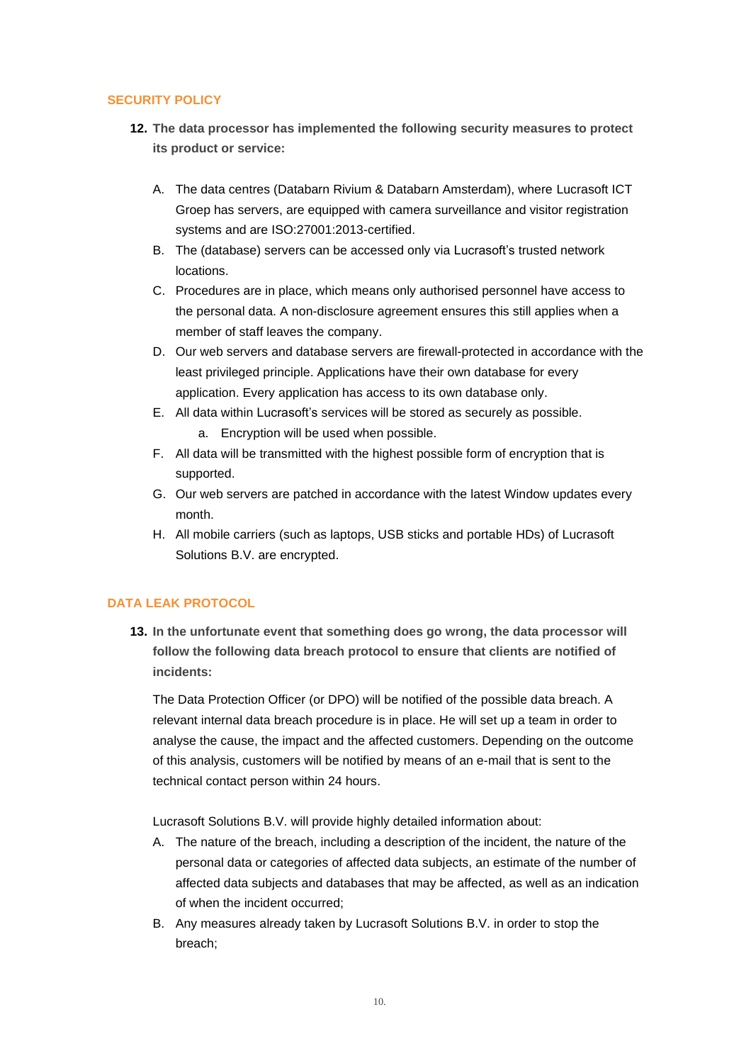## SECURITY POLICY

12. **The data processor has implemented the following security measures to protect its product or service:**

    A. The data centres (Databarn Rivium & Databarn Amsterdam), where Lucrasoft ICT Groep has servers, are equipped with camera surveillance and visitor registration systems and are ISO:27001:2013-certified.
    B. The (database) servers can be accessed only via Lucrasoft's trusted network locations.
    C. Procedures are in place, which means only authorised personnel have access to the personal data. A non-disclosure agreement ensures this still applies when a member of staff leaves the company.
    D. Our web servers and database servers are firewall-protected in accordance with the least privileged principle. Applications have their own database for every application. Every application has access to its own database only.
    E. All data within Lucrasoft's services will be stored as securely as possible.
        a. Encryption will be used when possible.
    F. All data will be transmitted with the highest possible form of encryption that is supported.
    G. Our web servers are patched in accordance with the latest Window updates every month.
    H. All mobile carriers (such as laptops, USB sticks and portable HDs) of Lucrasoft Solutions B.V. are encrypted.

## DATA LEAK PROTOCOL

13. **In the unfortunate event that something does go wrong, the data processor will follow the following data breach protocol to ensure that clients are notified of incidents:**

    The Data Protection Officer (or DPO) will be notified of the possible data breach. A relevant internal data breach procedure is in place. He will set up a team in order to analyse the cause, the impact and the affected customers. Depending on the outcome of this analysis, customers will be notified by means of an e-mail that is sent to the technical contact person within 24 hours.

    Lucrasoft Solutions B.V. will provide highly detailed information about:

    A. The nature of the breach, including a description of the incident, the nature of the personal data or categories of affected data subjects, an estimate of the number of affected data subjects and databases that may be affected, as well as an indication of when the incident occurred;
    B. Any measures already taken by Lucrasoft Solutions B.V. in order to stop the breach;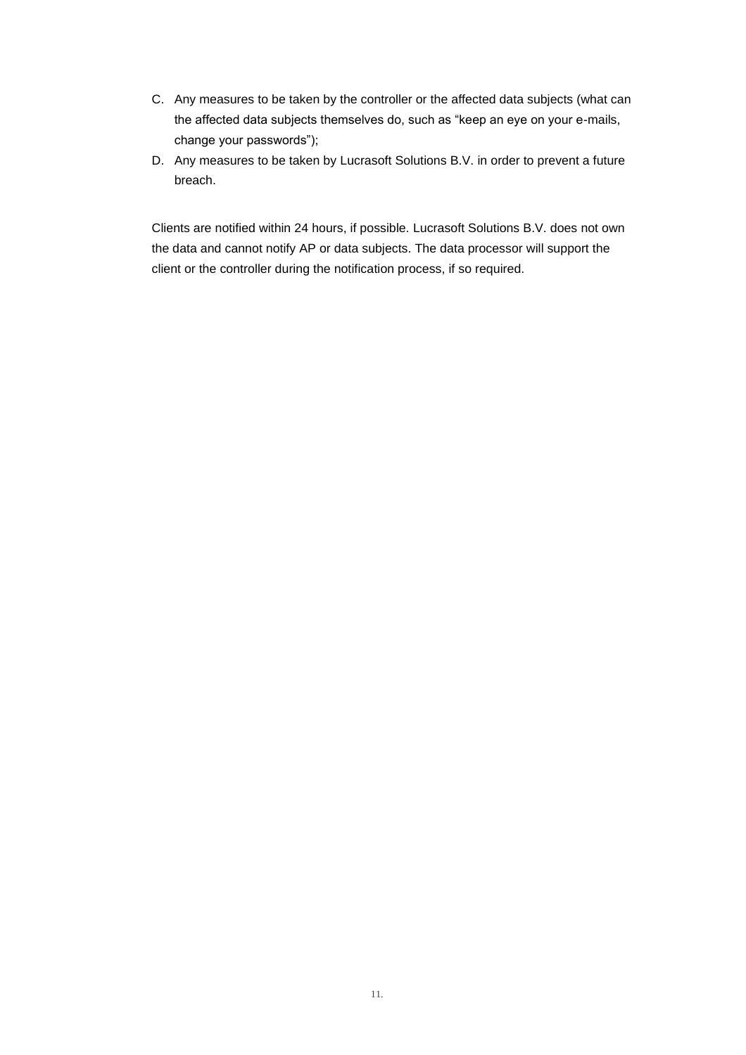C. Any measures to be taken by the controller or the affected data subjects (what can the affected data subjects themselves do, such as “keep an eye on your e-mails, change your passwords”);
D. Any measures to be taken by Lucrasoft Solutions B.V. in order to prevent a future breach.

Clients are notified within 24 hours, if possible. Lucrasoft Solutions B.V. does not own the data and cannot notify AP or data subjects. The data processor will support the client or the controller during the notification process, if so required.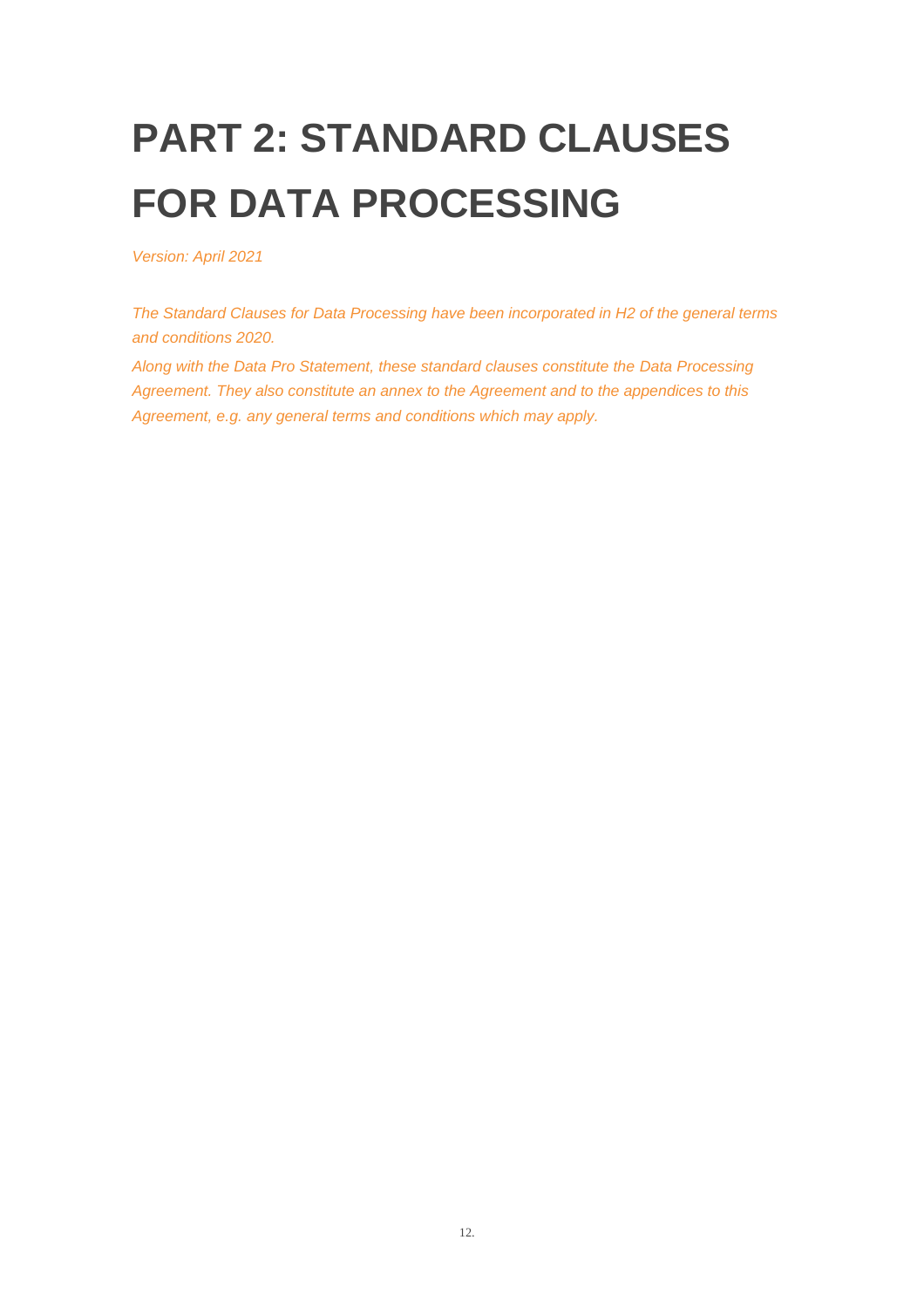# PART 2: STANDARD CLAUSES FOR DATA PROCESSING

*Version: April 2021*

*The Standard Clauses for Data Processing have been incorporated in H2 of the general terms and conditions 2020.*

*Along with the Data Pro Statement, these standard clauses constitute the Data Processing Agreement. They also constitute an annex to the Agreement and to the appendices to this Agreement, e.g. any general terms and conditions which may apply.*